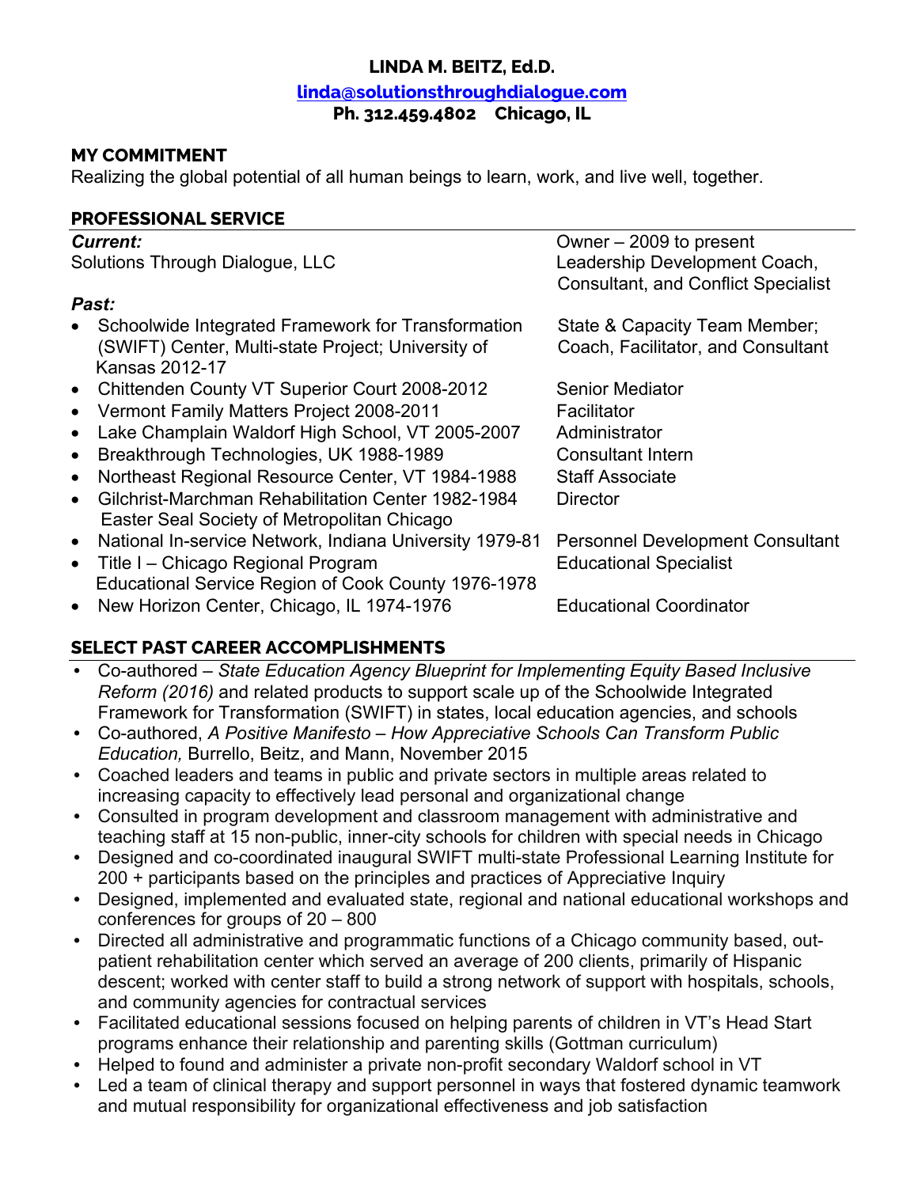**LINDA M. BEITZ, Ed.D.**

**linda@solutionsthroughdialogue.com**

**Ph. 312.459.4802 Chicago, IL**

## MY COMMITMENT

Realizing the global potential of all human beings to learn, work, and live well, together.

## PROFESSIONAL SERVICE

***Current:***

Solutions Through Dialogue, LLC — Owner – 2009 to present; Leadership Development Coach, Consultant, and Conflict Specialist

***Past:***

- Schoolwide Integrated Framework for Transformation (SWIFT) Center, Multi-state Project; University of Kansas 2012-17 — State & Capacity Team Member; Coach, Facilitator, and Consultant
- Chittenden County VT Superior Court 2008-2012 — Senior Mediator
- Vermont Family Matters Project 2008-2011 — Facilitator
- Lake Champlain Waldorf High School, VT 2005-2007 — Administrator
- Breakthrough Technologies, UK 1988-1989 — Consultant Intern
- Northeast Regional Resource Center, VT 1984-1988 — Staff Associate
- Gilchrist-Marchman Rehabilitation Center 1982-1984 Easter Seal Society of Metropolitan Chicago — Director
- National In-service Network, Indiana University 1979-81 — Personnel Development Consultant
- Title I – Chicago Regional Program Educational Service Region of Cook County 1976-1978 — Educational Specialist
- New Horizon Center, Chicago, IL 1974-1976 — Educational Coordinator

## SELECT PAST CAREER ACCOMPLISHMENTS

- Co-authored – *State Education Agency Blueprint for Implementing Equity Based Inclusive Reform (2016)* and related products to support scale up of the Schoolwide Integrated Framework for Transformation (SWIFT) in states, local education agencies, and schools
- Co-authored, *A Positive Manifesto – How Appreciative Schools Can Transform Public Education,* Burrello, Beitz, and Mann, November 2015
- Coached leaders and teams in public and private sectors in multiple areas related to increasing capacity to effectively lead personal and organizational change
- Consulted in program development and classroom management with administrative and teaching staff at 15 non-public, inner-city schools for children with special needs in Chicago
- Designed and co-coordinated inaugural SWIFT multi-state Professional Learning Institute for 200 + participants based on the principles and practices of Appreciative Inquiry
- Designed, implemented and evaluated state, regional and national educational workshops and conferences for groups of 20 – 800
- Directed all administrative and programmatic functions of a Chicago community based, out-patient rehabilitation center which served an average of 200 clients, primarily of Hispanic descent; worked with center staff to build a strong network of support with hospitals, schools, and community agencies for contractual services
- Facilitated educational sessions focused on helping parents of children in VT's Head Start programs enhance their relationship and parenting skills (Gottman curriculum)
- Helped to found and administer a private non-profit secondary Waldorf school in VT
- Led a team of clinical therapy and support personnel in ways that fostered dynamic teamwork and mutual responsibility for organizational effectiveness and job satisfaction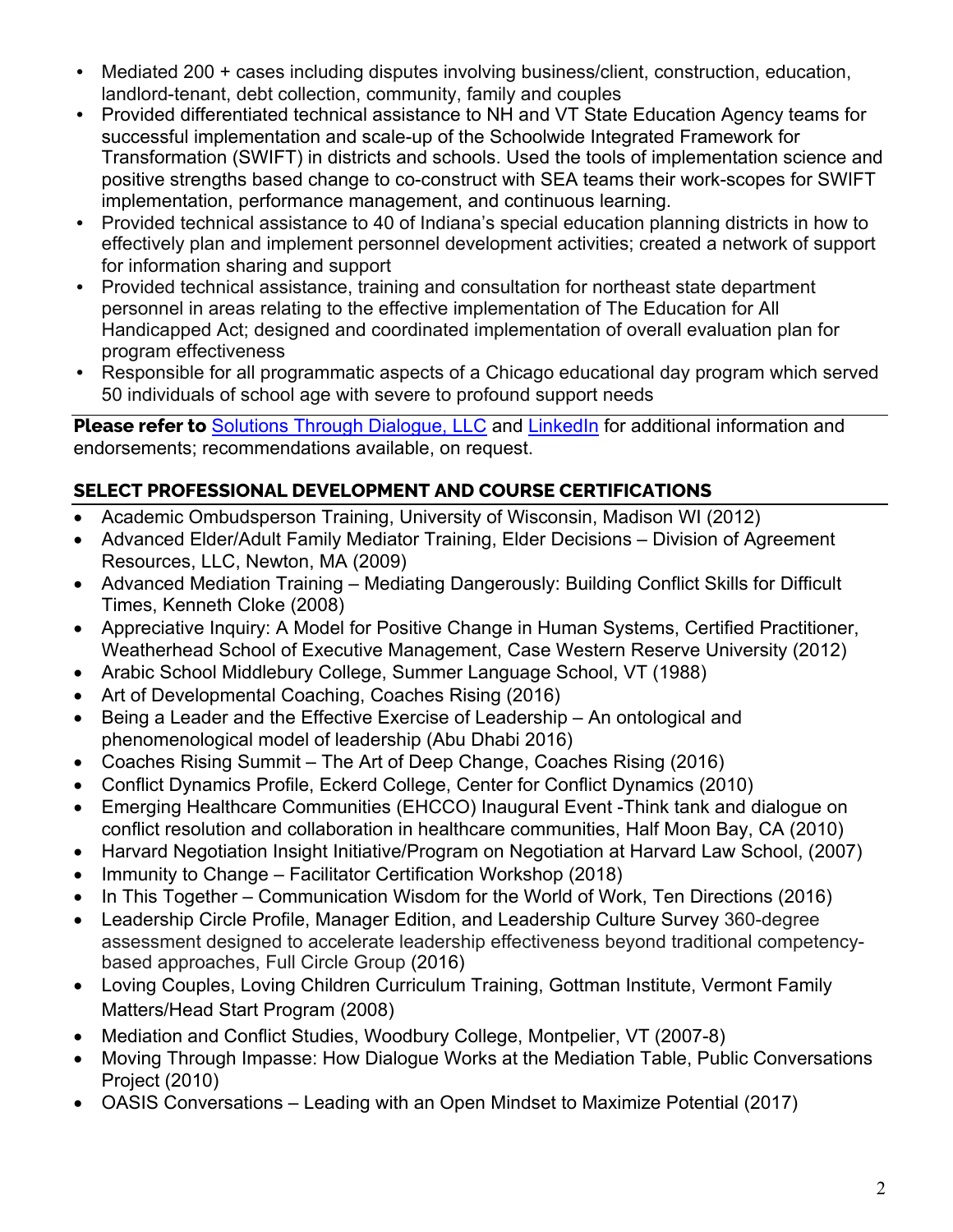- Mediated 200 + cases including disputes involving business/client, construction, education, landlord-tenant, debt collection, community, family and couples
- Provided differentiated technical assistance to NH and VT State Education Agency teams for successful implementation and scale-up of the Schoolwide Integrated Framework for Transformation (SWIFT) in districts and schools. Used the tools of implementation science and positive strengths based change to co-construct with SEA teams their work-scopes for SWIFT implementation, performance management, and continuous learning.
- Provided technical assistance to 40 of Indiana's special education planning districts in how to effectively plan and implement personnel development activities; created a network of support for information sharing and support
- Provided technical assistance, training and consultation for northeast state department personnel in areas relating to the effective implementation of The Education for All Handicapped Act; designed and coordinated implementation of overall evaluation plan for program effectiveness
- Responsible for all programmatic aspects of a Chicago educational day program which served 50 individuals of school age with severe to profound support needs

**Please refer to** Solutions Through Dialogue, LLC and LinkedIn for additional information and endorsements; recommendations available, on request.

## SELECT PROFESSIONAL DEVELOPMENT AND COURSE CERTIFICATIONS

- Academic Ombudsperson Training, University of Wisconsin, Madison WI (2012)
- Advanced Elder/Adult Family Mediator Training, Elder Decisions – Division of Agreement Resources, LLC, Newton, MA (2009)
- Advanced Mediation Training – Mediating Dangerously: Building Conflict Skills for Difficult Times, Kenneth Cloke (2008)
- Appreciative Inquiry: A Model for Positive Change in Human Systems, Certified Practitioner, Weatherhead School of Executive Management, Case Western Reserve University (2012)
- Arabic School Middlebury College, Summer Language School, VT (1988)
- Art of Developmental Coaching, Coaches Rising (2016)
- Being a Leader and the Effective Exercise of Leadership – An ontological and phenomenological model of leadership (Abu Dhabi 2016)
- Coaches Rising Summit – The Art of Deep Change, Coaches Rising (2016)
- Conflict Dynamics Profile, Eckerd College, Center for Conflict Dynamics (2010)
- Emerging Healthcare Communities (EHCCO) Inaugural Event -Think tank and dialogue on conflict resolution and collaboration in healthcare communities, Half Moon Bay, CA (2010)
- Harvard Negotiation Insight Initiative/Program on Negotiation at Harvard Law School, (2007)
- Immunity to Change – Facilitator Certification Workshop (2018)
- In This Together – Communication Wisdom for the World of Work, Ten Directions (2016)
- Leadership Circle Profile, Manager Edition, and Leadership Culture Survey 360-degree assessment designed to accelerate leadership effectiveness beyond traditional competency-based approaches, Full Circle Group (2016)
- Loving Couples, Loving Children Curriculum Training, Gottman Institute, Vermont Family Matters/Head Start Program (2008)
- Mediation and Conflict Studies, Woodbury College, Montpelier, VT (2007-8)
- Moving Through Impasse: How Dialogue Works at the Mediation Table, Public Conversations Project (2010)
- OASIS Conversations – Leading with an Open Mindset to Maximize Potential (2017)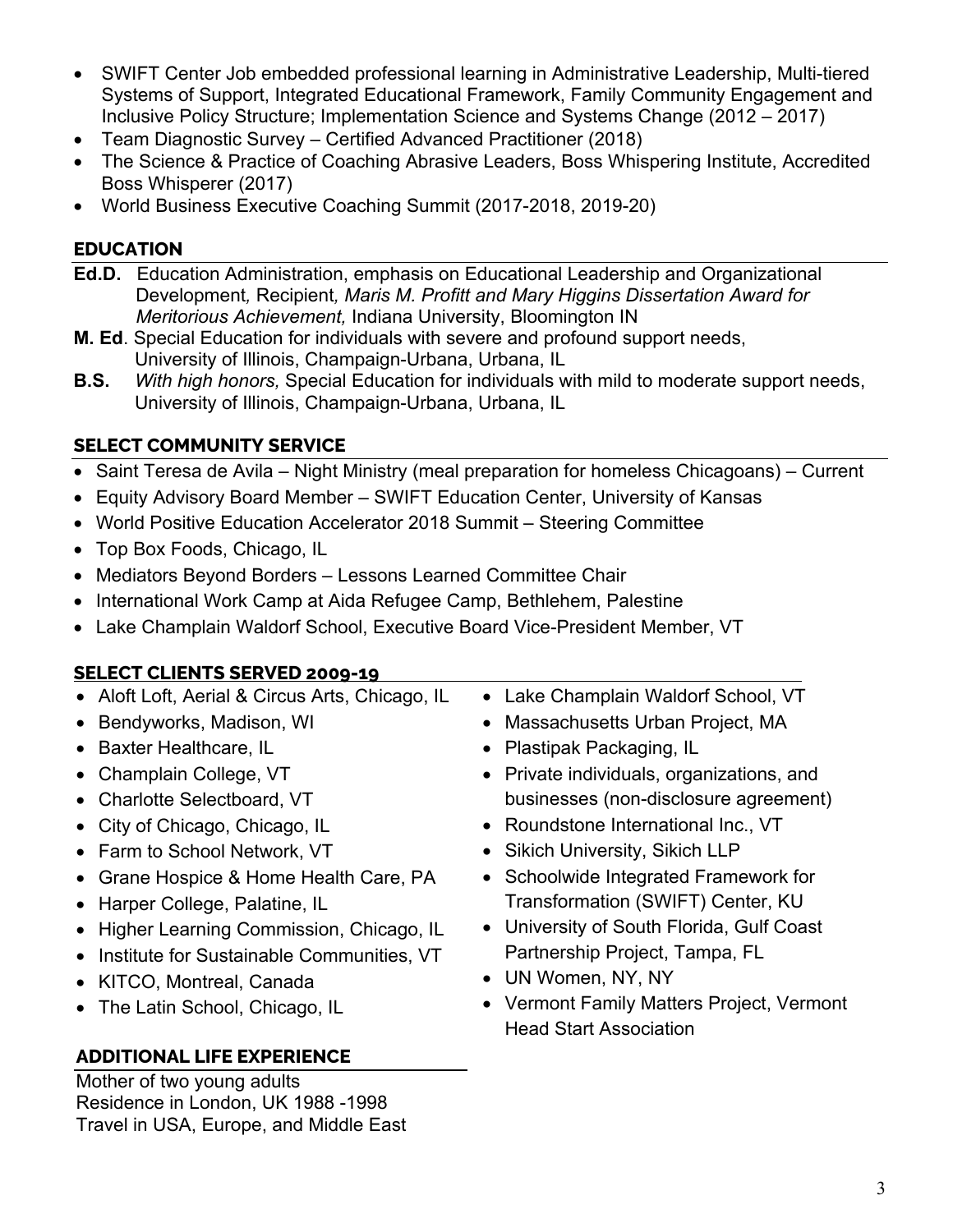- SWIFT Center Job embedded professional learning in Administrative Leadership, Multi-tiered Systems of Support, Integrated Educational Framework, Family Community Engagement and Inclusive Policy Structure; Implementation Science and Systems Change (2012 – 2017)
- Team Diagnostic Survey – Certified Advanced Practitioner (2018)
- The Science & Practice of Coaching Abrasive Leaders, Boss Whispering Institute, Accredited Boss Whisperer (2017)
- World Business Executive Coaching Summit (2017-2018, 2019-20)

## EDUCATION

**Ed.D.** Education Administration, emphasis on Educational Leadership and Organizational Development*, Recipient, Maris M. Profitt and Mary Higgins Dissertation Award for Meritorious Achievement,* Indiana University, Bloomington IN

**M. Ed**. Special Education for individuals with severe and profound support needs, University of Illinois, Champaign-Urbana, Urbana, IL

**B.S.** *With high honors,* Special Education for individuals with mild to moderate support needs, University of Illinois, Champaign-Urbana, Urbana, IL

## SELECT COMMUNITY SERVICE

- Saint Teresa de Avila – Night Ministry (meal preparation for homeless Chicagoans) – Current
- Equity Advisory Board Member – SWIFT Education Center, University of Kansas
- World Positive Education Accelerator 2018 Summit – Steering Committee
- Top Box Foods, Chicago, IL
- Mediators Beyond Borders – Lessons Learned Committee Chair
- International Work Camp at Aida Refugee Camp, Bethlehem, Palestine
- Lake Champlain Waldorf School, Executive Board Vice-President Member, VT

## SELECT CLIENTS SERVED 2009-19

- Aloft Loft, Aerial & Circus Arts, Chicago, IL
- Bendyworks, Madison, WI
- Baxter Healthcare, IL
- Champlain College, VT
- Charlotte Selectboard, VT
- City of Chicago, Chicago, IL
- Farm to School Network, VT
- Grane Hospice & Home Health Care, PA
- Harper College, Palatine, IL
- Higher Learning Commission, Chicago, IL
- Institute for Sustainable Communities, VT
- KITCO, Montreal, Canada
- The Latin School, Chicago, IL
- Lake Champlain Waldorf School, VT
- Massachusetts Urban Project, MA
- Plastipak Packaging, IL
- Private individuals, organizations, and businesses (non-disclosure agreement)
- Roundstone International Inc., VT
- Sikich University, Sikich LLP
- Schoolwide Integrated Framework for Transformation (SWIFT) Center, KU
- University of South Florida, Gulf Coast Partnership Project, Tampa, FL
- UN Women, NY, NY
- Vermont Family Matters Project, Vermont Head Start Association

## ADDITIONAL LIFE EXPERIENCE

Mother of two young adults
Residence in London, UK 1988 -1998
Travel in USA, Europe, and Middle East